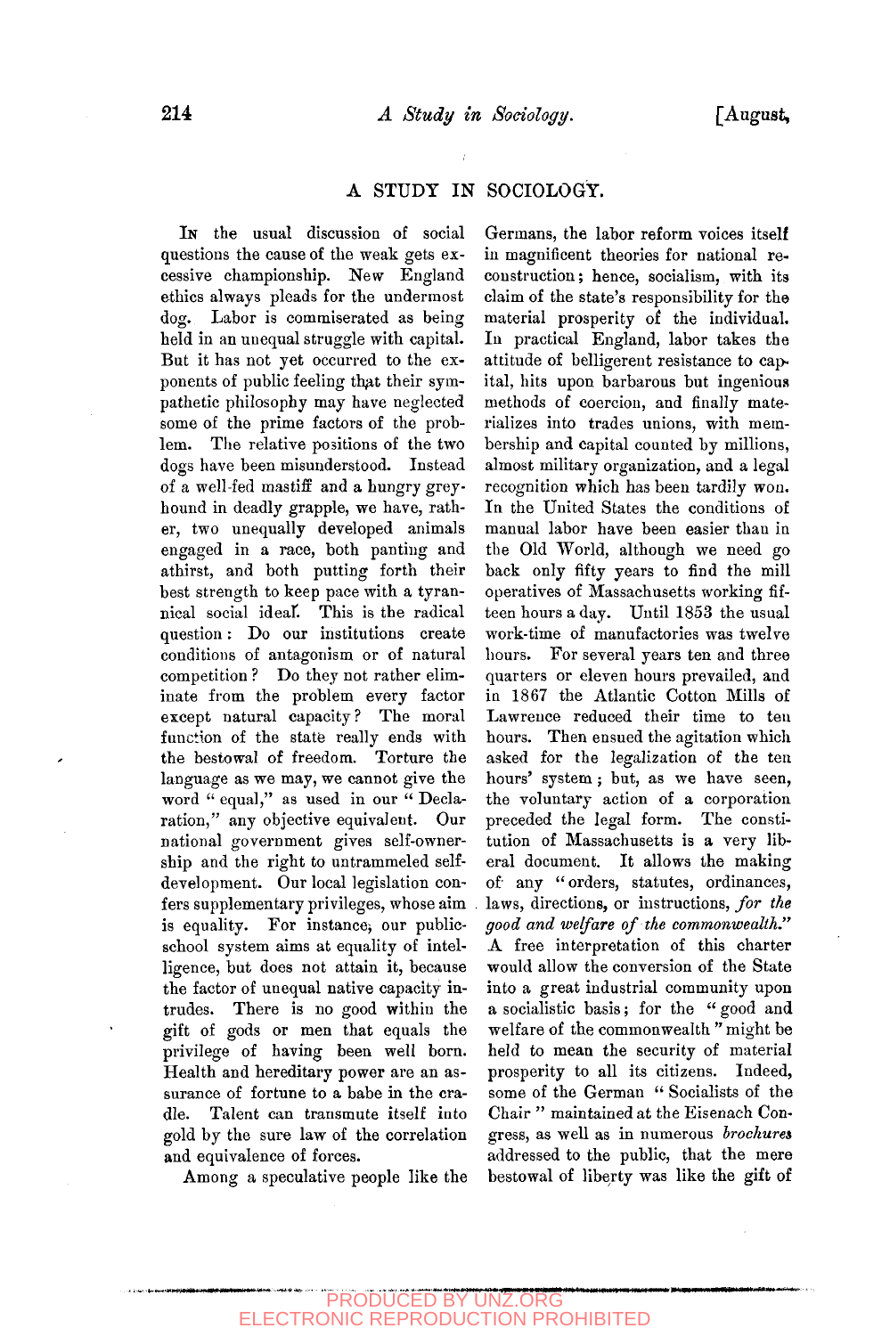# A STUDY IN SOCIOLOGY.

In the usual discussion of social questions the cause of the weak gets excessive championship. New England ethics always pleads for the undermost dog. Labor is commiserated as being held in an unequal struggle with capital. But it has not yet occurred to the exponents of public feeling that their sympathetic philosophy may have neglected some of the prime factors of the problem. The relative positions of the two dogs have been misunderstood. Instead of a well-fed mastiff and a hungry greyhound in deadly grapple, we have, rather, two unequally developed animals engaged in a race, both panting and athirst, and both putting forth their best strength to keep pace with a tyrannical social ideal. This is the radical question: Do our institutions create conditions of antagonism or of natural competition? Do they not rather eliminate from the problem every factor except natural capacity? The moral function of the state really ends with the bestowal of freedom. Torture the language as we may, we cannot give the word "equal," as used in our "Declaration," any objective equivalent. Our national government gives self-ownership and the right to untrammeled self-development. Our local legislation confers supplementary privileges, whose aim is equality. For instance, our public-school system aims at equality of intelligence, but does not attain it, because the factor of unequal native capacity intrudes. There is no good within the gift of gods or men that equals the privilege of having been well born. Health and hereditary power are an assurance of fortune to a babe in the cradle. Talent can transmute itself into gold by the sure law of the correlation and equivalence of forces.

Among a speculative people like the Germans, the labor reform voices itself in magnificent theories for national reconstruction; hence, socialism, with its claim of the state's responsibility for the material prosperity of the individual. In practical England, labor takes the attitude of belligerent resistance to capital, hits upon barbarous but ingenious methods of coercion, and finally materializes into trades unions, with membership and capital counted by millions, almost military organization, and a legal recognition which has been tardily won. In the United States the conditions of manual labor have been easier than in the Old World, although we need go back only fifty years to find the mill operatives of Massachusetts working fifteen hours a day. Until 1853 the usual work-time of manufactories was twelve hours. For several years ten and three quarters or eleven hours prevailed, and in 1867 the Atlantic Cotton Mills of Lawrence reduced their time to ten hours. Then ensued the agitation which asked for the legalization of the ten hours' system; but, as we have seen, the voluntary action of a corporation preceded the legal form. The constitution of Massachusetts is a very liberal document. It allows the making of any "orders, statutes, ordinances, laws, directions, or instructions, *for the good and welfare of the commonwealth.*" A free interpretation of this charter would allow the conversion of the State into a great industrial community upon a socialistic basis; for the "good and welfare of the commonwealth" might be held to mean the security of material prosperity to all its citizens. Indeed, some of the German "Socialists of the Chair" maintained at the Eisenach Congress, as well as in numerous *brochures* addressed to the public, that the mere bestowal of liberty was like the gift of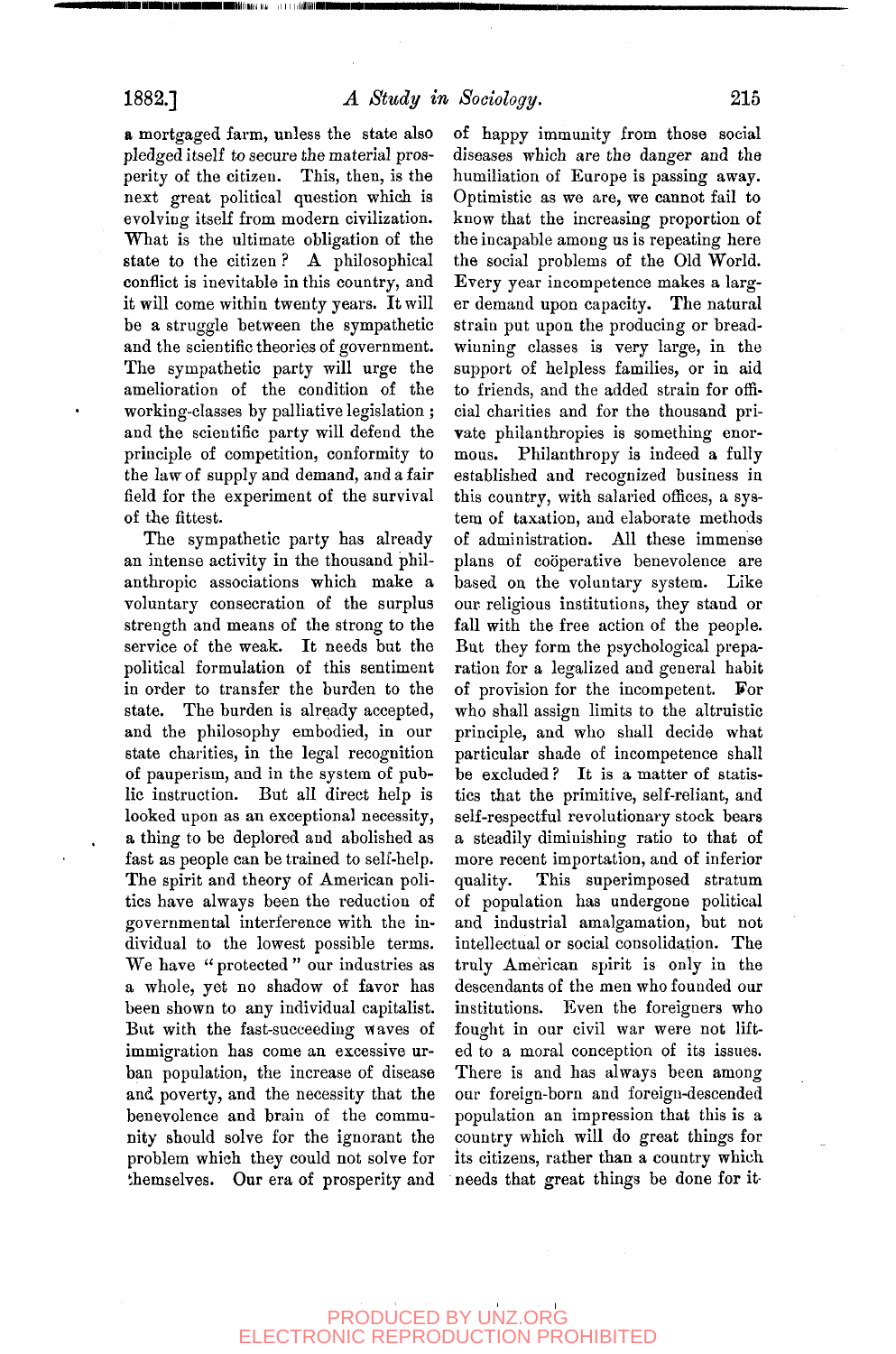a mortgaged farm, unless the state also pledged itself to secure the material prosperity of the citizen. This, then, is the next great political question which is evolving itself from modern civilization. What is the ultimate obligation of the state to the citizen? A philosophical conflict is inevitable in this country, and it will come within twenty years. It will be a struggle between the sympathetic and the scientific theories of government. The sympathetic party will urge the amelioration of the condition of the working-classes by palliative legislation; and the scientific party will defend the principle of competition, conformity to the law of supply and demand, and a fair field for the experiment of the survival of the fittest.

The sympathetic party has already an intense activity in the thousand philanthropic associations which make a voluntary consecration of the surplus strength and means of the strong to the service of the weak. It needs but the political formulation of this sentiment in order to transfer the burden to the state. The burden is already accepted, and the philosophy embodied, in our state charities, in the legal recognition of pauperism, and in the system of public instruction. But all direct help is looked upon as an exceptional necessity, a thing to be deplored and abolished as fast as people can be trained to self-help. The spirit and theory of American politics have always been the reduction of governmental interference with the individual to the lowest possible terms. We have "protected" our industries as a whole, yet no shadow of favor has been shown to any individual capitalist. But with the fast-succeeding waves of immigration has come an excessive urban population, the increase of disease and poverty, and the necessity that the benevolence and brain of the community should solve for the ignorant the problem which they could not solve for themselves. Our era of prosperity and of happy immunity from those social diseases which are the danger and the humiliation of Europe is passing away. Optimistic as we are, we cannot fail to know that the increasing proportion of the incapable among us is repeating here the social problems of the Old World. Every year incompetence makes a larger demand upon capacity. The natural strain put upon the producing or bread-winning classes is very large, in the support of helpless families, or in aid to friends, and the added strain for official charities and for the thousand private philanthropies is something enormous. Philanthropy is indeed a fully established and recognized business in this country, with salaried offices, a system of taxation, and elaborate methods of administration. All these immense plans of coöperative benevolence are based on the voluntary system. Like our religious institutions, they stand or fall with the free action of the people. But they form the psychological preparation for a legalized and general habit of provision for the incompetent. For who shall assign limits to the altruistic principle, and who shall decide what particular shade of incompetence shall be excluded? It is a matter of statistics that the primitive, self-reliant, and self-respectful revolutionary stock bears a steadily diminishing ratio to that of more recent importation, and of inferior quality. This superimposed stratum of population has undergone political and industrial amalgamation, but not intellectual or social consolidation. The truly American spirit is only in the descendants of the men who founded our institutions. Even the foreigners who fought in our civil war were not lifted to a moral conception of its issues. There is and has always been among our foreign-born and foreign-descended population an impression that this is a country which will do great things for its citizens, rather than a country which needs that great things be done for it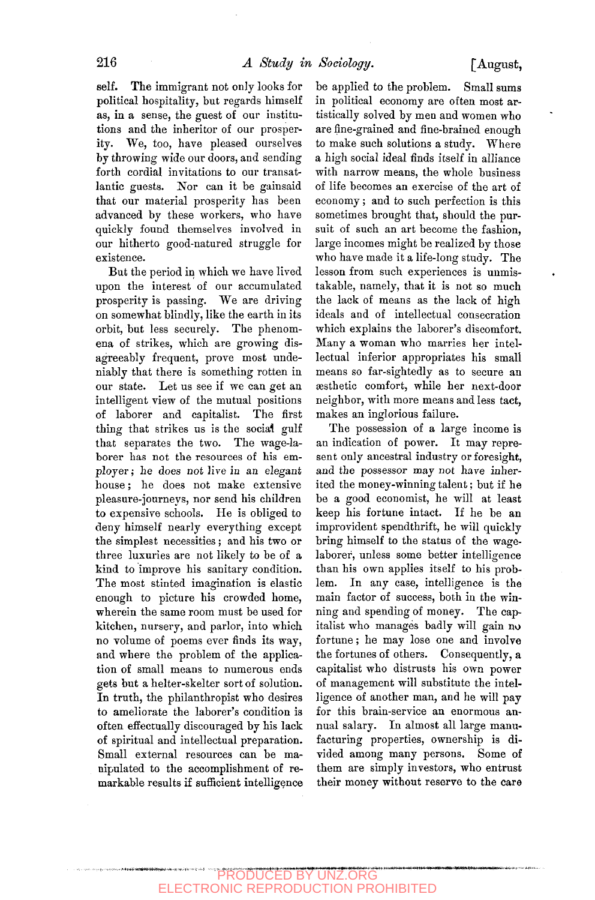self. The immigrant not only looks for political hospitality, but regards himself as, in a sense, the guest of our institutions and the inheritor of our prosperity. We, too, have pleased ourselves by throwing wide our doors, and sending forth cordial invitations to our transatlantic guests. Nor can it be gainsaid that our material prosperity has been advanced by these workers, who have quickly found themselves involved in our hitherto good-natured struggle for existence.

But the period in which we have lived upon the interest of our accumulated prosperity is passing. We are driving on somewhat blindly, like the earth in its orbit, but less securely. The phenomena of strikes, which are growing disagreeably frequent, prove most undeniably that there is something rotten in our state. Let us see if we can get an intelligent view of the mutual positions of laborer and capitalist. The first thing that strikes us is the social gulf that separates the two. The wage-laborer has not the resources of his employer; he does not live in an elegant house; he does not make extensive pleasure-journeys, nor send his children to expensive schools. He is obliged to deny himself nearly everything except the simplest necessities; and his two or three luxuries are not likely to be of a kind to improve his sanitary condition. The most stinted imagination is elastic enough to picture his crowded home, wherein the same room must be used for kitchen, nursery, and parlor, into which no volume of poems ever finds its way, and where the problem of the application of small means to numerous ends gets but a helter-skelter sort of solution. In truth, the philanthropist who desires to ameliorate the laborer's condition is often effectually discouraged by his lack of spiritual and intellectual preparation. Small external resources can be manipulated to the accomplishment of remarkable results if sufficient intelligence be applied to the problem. Small sums in political economy are often most artistically solved by men and women who are fine-grained and fine-brained enough to make such solutions a study. Where a high social ideal finds itself in alliance with narrow means, the whole business of life becomes an exercise of the art of economy; and to such perfection is this sometimes brought that, should the pursuit of such an art become the fashion, large incomes might be realized by those who have made it a life-long study. The lesson from such experiences is unmistakable, namely, that it is not so much the lack of means as the lack of high ideals and of intellectual consecration which explains the laborer's discomfort. Many a woman who marries her intellectual inferior appropriates his small means so far-sightedly as to secure an æsthetic comfort, while her next-door neighbor, with more means and less tact, makes an inglorious failure.

The possession of a large income is an indication of power. It may represent only ancestral industry or foresight, and the possessor may not have inherited the money-winning talent; but if he be a good economist, he will at least keep his fortune intact. If he be an improvident spendthrift, he will quickly bring himself to the status of the wage-laborer, unless some better intelligence than his own applies itself to his problem. In any case, intelligence is the main factor of success, both in the winning and spending of money. The capitalist who manages badly will gain no fortune; he may lose one and involve the fortunes of others. Consequently, a capitalist who distrusts his own power of management will substitute the intelligence of another man, and he will pay for this brain-service an enormous annual salary. In almost all large manufacturing properties, ownership is divided among many persons. Some of them are simply investors, who entrust their money without reserve to the care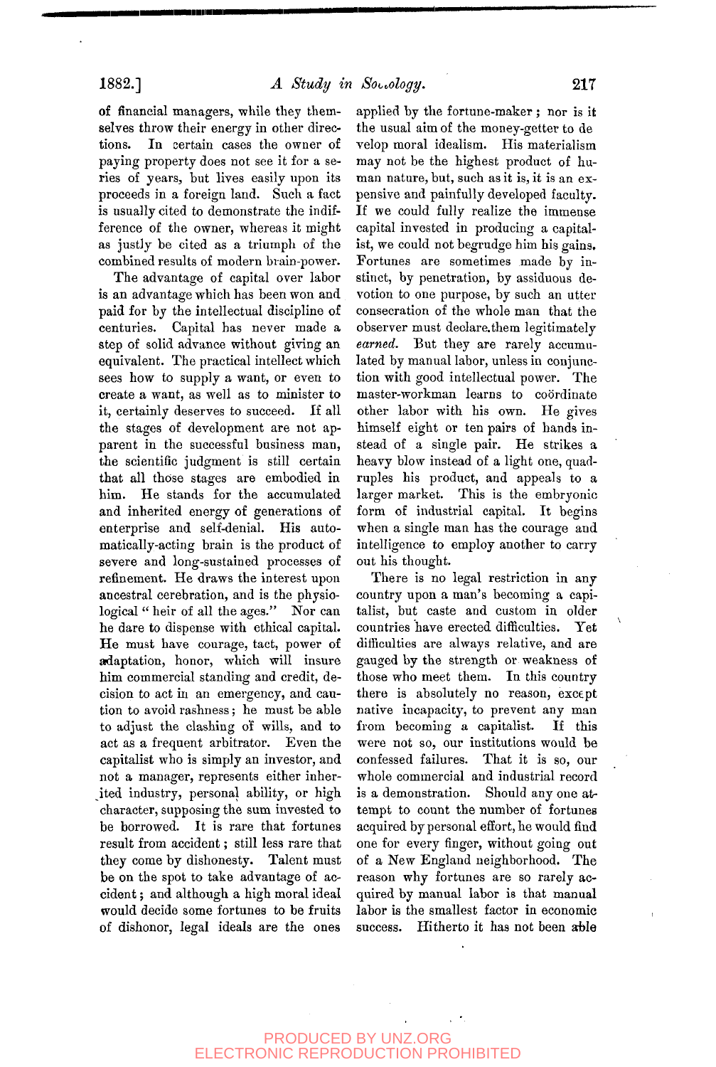of financial managers, while they themselves throw their energy in other directions. In certain cases the owner of paying property does not see it for a series of years, but lives easily upon its proceeds in a foreign land. Such a fact is usually cited to demonstrate the indifference of the owner, whereas it might as justly be cited as a triumph of the combined results of modern brain-power.

The advantage of capital over labor is an advantage which has been won and paid for by the intellectual discipline of centuries. Capital has never made a step of solid advance without giving an equivalent. The practical intellect which sees how to supply a want, or even to create a want, as well as to minister to it, certainly deserves to succeed. If all the stages of development are not apparent in the successful business man, the scientific judgment is still certain that all those stages are embodied in him. He stands for the accumulated and inherited energy of generations of enterprise and self-denial. His automatically-acting brain is the product of severe and long-sustained processes of refinement. He draws the interest upon ancestral cerebration, and is the physiological "heir of all the ages." Nor can he dare to dispense with ethical capital. He must have courage, tact, power of adaptation, honor, which will insure him commercial standing and credit, decision to act in an emergency, and caution to avoid rashness; he must be able to adjust the clashing of wills, and to act as a frequent arbitrator. Even the capitalist who is simply an investor, and not a manager, represents either inherited industry, personal ability, or high character, supposing the sum invested to be borrowed. It is rare that fortunes result from accident; still less rare that they come by dishonesty. Talent must be on the spot to take advantage of accident; and although a high moral ideal would decide some fortunes to be fruits of dishonor, legal ideals are the ones applied by the fortune-maker; nor is it the usual aim of the money-getter to develop moral idealism. His materialism may not be the highest product of human nature, but, such as it is, it is an expensive and painfully developed faculty. If we could fully realize the immense capital invested in producing a capitalist, we could not begrudge him his gains. Fortunes are sometimes made by instinct, by penetration, by assiduous devotion to one purpose, by such an utter consecration of the whole man that the observer must declare them legitimately *earned*. But they are rarely accumulated by manual labor, unless in conjunction with good intellectual power. The master-workman learns to coördinate other labor with his own. He gives himself eight or ten pairs of hands instead of a single pair. He strikes a heavy blow instead of a light one, quadruples his product, and appeals to a larger market. This is the embryonic form of industrial capital. It begins when a single man has the courage and intelligence to employ another to carry out his thought.

There is no legal restriction in any country upon a man's becoming a capitalist, but caste and custom in older countries have erected difficulties. Yet difficulties are always relative, and are gauged by the strength or weakness of those who meet them. In this country there is absolutely no reason, except native incapacity, to prevent any man from becoming a capitalist. If this were not so, our institutions would be confessed failures. That it is so, our whole commercial and industrial record is a demonstration. Should any one attempt to count the number of fortunes acquired by personal effort, he would find one for every finger, without going out of a New England neighborhood. The reason why fortunes are so rarely acquired by manual labor is that manual labor is the smallest factor in economic success. Hitherto it has not been able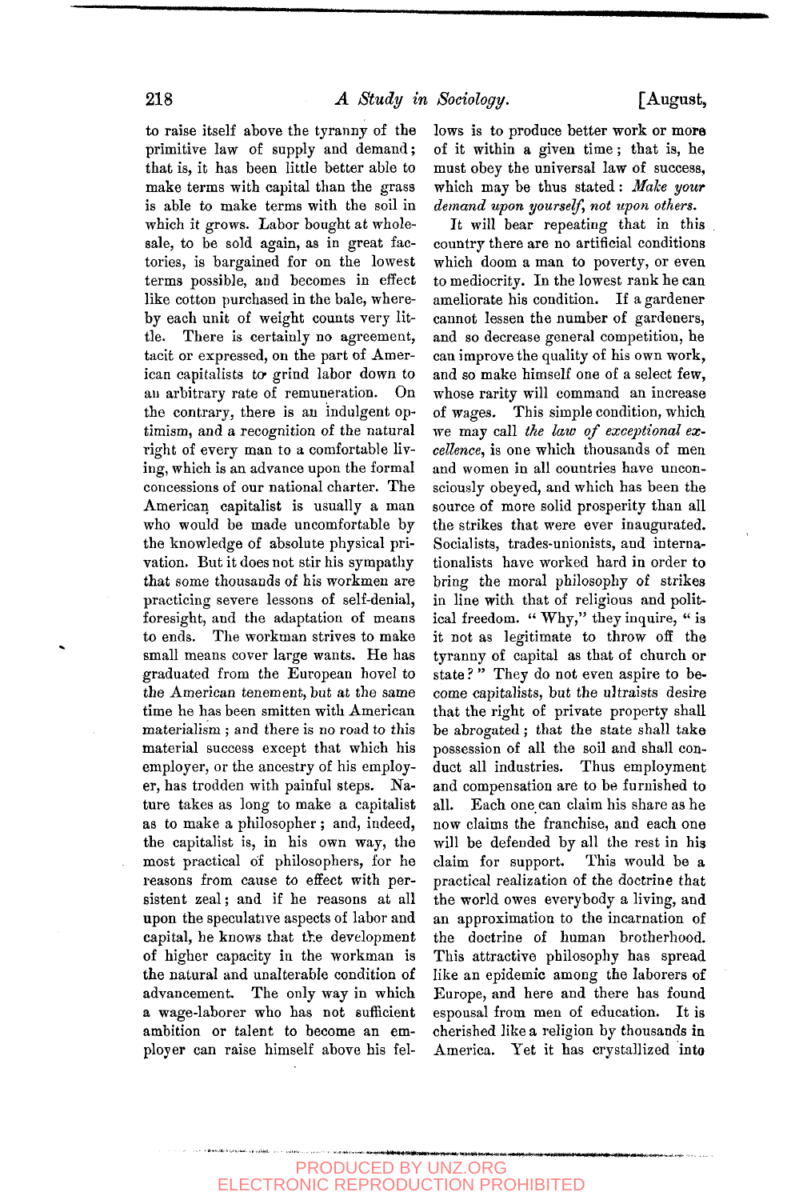to raise itself above the tyranny of the primitive law of supply and demand; that is, it has been little better able to make terms with capital than the grass is able to make terms with the soil in which it grows. Labor bought at wholesale, to be sold again, as in great factories, is bargained for on the lowest terms possible, and becomes in effect like cotton purchased in the bale, whereby each unit of weight counts very little. There is certainly no agreement, tacit or expressed, on the part of American capitalists to grind labor down to an arbitrary rate of remuneration. On the contrary, there is an indulgent optimism, and a recognition of the natural right of every man to a comfortable living, which is an advance upon the formal concessions of our national charter. The American capitalist is usually a man who would be made uncomfortable by the knowledge of absolute physical privation. But it does not stir his sympathy that some thousands of his workmen are practicing severe lessons of self-denial, foresight, and the adaptation of means to ends. The workman strives to make small means cover large wants. He has graduated from the European hovel to the American tenement, but at the same time he has been smitten with American materialism; and there is no road to this material success except that which his employer, or the ancestry of his employer, has trodden with painful steps. Nature takes as long to make a capitalist as to make a philosopher; and, indeed, the capitalist is, in his own way, the most practical of philosophers, for he reasons from cause to effect with persistent zeal; and if he reasons at all upon the speculative aspects of labor and capital, he knows that the development of higher capacity in the workman is the natural and unalterable condition of advancement. The only way in which a wage-laborer who has not sufficient ambition or talent to become an employer can raise himself above his fellows is to produce better work or more of it within a given time; that is, he must obey the universal law of success, which may be thus stated: *Make your demand upon yourself, not upon others.*

It will bear repeating that in this country there are no artificial conditions which doom a man to poverty, or even to mediocrity. In the lowest rank he can ameliorate his condition. If a gardener cannot lessen the number of gardeners, and so decrease general competition, he can improve the quality of his own work, and so make himself one of a select few, whose rarity will command an increase of wages. This simple condition, which we may call *the law of exceptional excellence*, is one which thousands of men and women in all countries have unconsciously obeyed, and which has been the source of more solid prosperity than all the strikes that were ever inaugurated. Socialists, trades-unionists, and internationalists have worked hard in order to bring the moral philosophy of strikes in line with that of religious and political freedom. "Why," they inquire, "is it not as legitimate to throw off the tyranny of capital as that of church or state?" They do not even aspire to become capitalists, but the ultraists desire that the right of private property shall be abrogated; that the state shall take possession of all the soil and shall conduct all industries. Thus employment and compensation are to be furnished to all. Each one can claim his share as he now claims the franchise, and each one will be defended by all the rest in his claim for support. This would be a practical realization of the doctrine that the world owes everybody a living, and an approximation to the incarnation of the doctrine of human brotherhood. This attractive philosophy has spread like an epidemic among the laborers of Europe, and here and there has found espousal from men of education. It is cherished like a religion by thousands in America. Yet it has crystallized into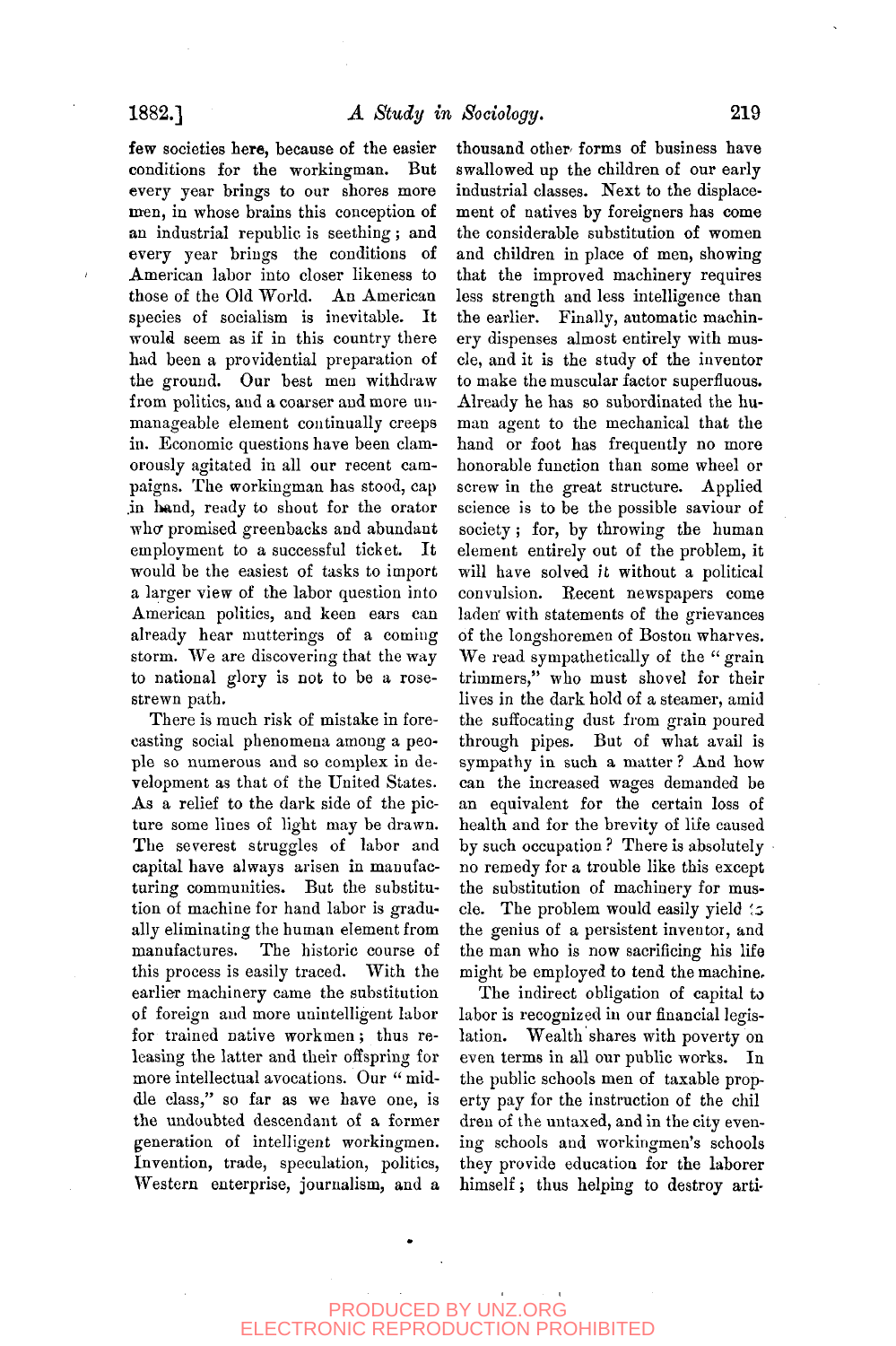few societies here, because of the easier conditions for the workingman. But every year brings to our shores more men, in whose brains this conception of an industrial republic is seething; and every year brings the conditions of American labor into closer likeness to those of the Old World. An American species of socialism is inevitable. It would seem as if in this country there had been a providential preparation of the ground. Our best men withdraw from politics, and a coarser and more unmanageable element continually creeps in. Economic questions have been clamorously agitated in all our recent campaigns. The workingman has stood, cap in hand, ready to shout for the orator who promised greenbacks and abundant employment to a successful ticket. It would be the easiest of tasks to import a larger view of the labor question into American politics, and keen ears can already hear mutterings of a coming storm. We are discovering that the way to national glory is not to be a rose-strewn path.

There is much risk of mistake in forecasting social phenomena among a people so numerous and so complex in development as that of the United States. As a relief to the dark side of the picture some lines of light may be drawn. The severest struggles of labor and capital have always arisen in manufacturing communities. But the substitution of machine for hand labor is gradually eliminating the human element from manufactures. The historic course of this process is easily traced. With the earlier machinery came the substitution of foreign and more unintelligent labor for trained native workmen; thus releasing the latter and their offspring for more intellectual avocations. Our "middle class," so far as we have one, is the undoubted descendant of a former generation of intelligent workingmen. Invention, trade, speculation, politics, Western enterprise, journalism, and a thousand other forms of business have swallowed up the children of our early industrial classes. Next to the displacement of natives by foreigners has come the considerable substitution of women and children in place of men, showing that the improved machinery requires less strength and less intelligence than the earlier. Finally, automatic machinery dispenses almost entirely with muscle, and it is the study of the inventor to make the muscular factor superfluous. Already he has so subordinated the human agent to the mechanical that the hand or foot has frequently no more honorable function than some wheel or screw in the great structure. Applied science is to be the possible saviour of society; for, by throwing the human element entirely out of the problem, it will have solved *it* without a political convulsion. Recent newspapers come laden with statements of the grievances of the longshoremen of Boston wharves. We read sympathetically of the "grain trimmers," who must shovel for their lives in the dark hold of a steamer, amid the suffocating dust from grain poured through pipes. But of what avail is sympathy in such a matter? And how can the increased wages demanded be an equivalent for the certain loss of health and for the brevity of life caused by such occupation? There is absolutely no remedy for a trouble like this except the substitution of machinery for muscle. The problem would easily yield to the genius of a persistent inventor, and the man who is now sacrificing his life might be employed to tend the machine.

The indirect obligation of capital to labor is recognized in our financial legislation. Wealth shares with poverty on even terms in all our public works. In the public schools men of taxable property pay for the instruction of the children of the untaxed, and in the city evening schools and workingmen's schools they provide education for the laborer himself; thus helping to destroy arti-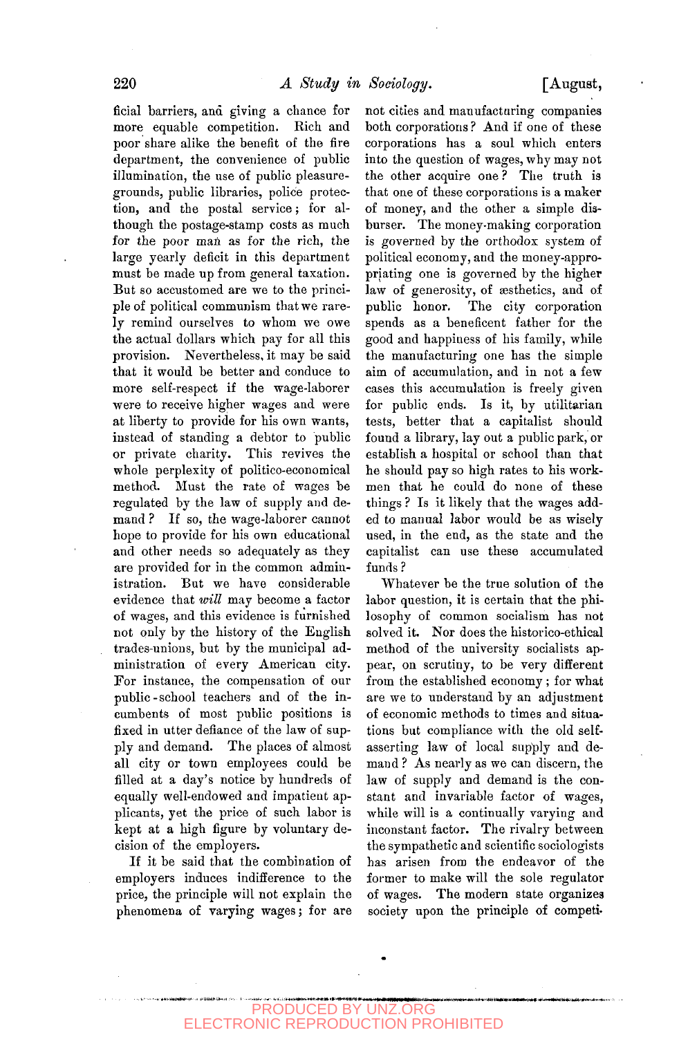ficial barriers, and giving a chance for more equable competition. Rich and poor share alike the benefit of the fire department, the convenience of public illumination, the use of public pleasure-grounds, public libraries, police protection, and the postal service; for although the postage-stamp costs as much for the poor man as for the rich, the large yearly deficit in this department must be made up from general taxation. But so accustomed are we to the principle of political communism that we rarely remind ourselves to whom we owe the actual dollars which pay for all this provision. Nevertheless, it may be said that it would be better and conduce to more self-respect if the wage-laborer were to receive higher wages and were at liberty to provide for his own wants, instead of standing a debtor to public or private charity. This revives the whole perplexity of politico-economical method. Must the rate of wages be regulated by the law of supply and demand? If so, the wage-laborer cannot hope to provide for his own educational and other needs so adequately as they are provided for in the common administration. But we have considerable evidence that *will* may become a factor of wages, and this evidence is furnished not only by the history of the English trades-unions, but by the municipal administration of every American city. For instance, the compensation of our public-school teachers and of the incumbents of most public positions is fixed in utter defiance of the law of supply and demand. The places of almost all city or town employees could be filled at a day's notice by hundreds of equally well-endowed and impatient applicants, yet the price of such labor is kept at a high figure by voluntary decision of the employers.

If it be said that the combination of employers induces indifference to the price, the principle will not explain the phenomena of varying wages; for are not cities and manufacturing companies both corporations? And if one of these corporations has a soul which enters into the question of wages, why may not the other acquire one? The truth is that one of these corporations is a maker of money, and the other a simple disburser. The money-making corporation is governed by the orthodox system of political economy, and the money-appropriating one is governed by the higher law of generosity, of æsthetics, and of public honor. The city corporation spends as a beneficent father for the good and happiness of his family, while the manufacturing one has the simple aim of accumulation, and in not a few cases this accumulation is freely given for public ends. Is it, by utilitarian tests, better that a capitalist should found a library, lay out a public park, or establish a hospital or school than that he should pay so high rates to his workmen that he could do none of these things? Is it likely that the wages added to manual labor would be as wisely used, in the end, as the state and the capitalist can use these accumulated funds?

Whatever be the true solution of the labor question, it is certain that the philosophy of common socialism has not solved it. Nor does the historico-ethical method of the university socialists appear, on scrutiny, to be very different from the established economy; for what are we to understand by an adjustment of economic methods to times and situations but compliance with the old self-asserting law of local supply and demand? As nearly as we can discern, the law of supply and demand is the constant and invariable factor of wages, while will is a continually varying and inconstant factor. The rivalry between the sympathetic and scientific sociologists has arisen from the endeavor of the former to make will the sole regulator of wages. The modern state organizes society upon the principle of competi-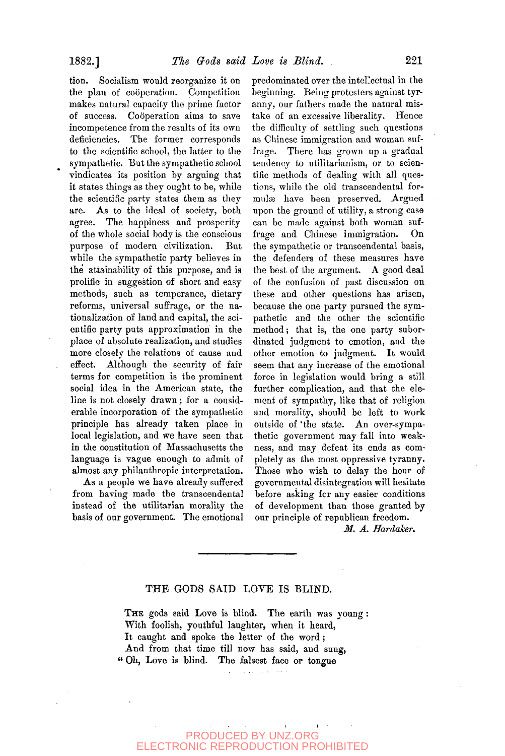tion. Socialism would reorganize it on the plan of coöperation. Competition makes natural capacity the prime factor of success. Coöperation aims to save incompetence from the results of its own deficiencies. The former corresponds to the scientific school, the latter to the sympathetic. But the sympathetic school vindicates its position by arguing that it states things as they ought to be, while the scientific party states them as they are. As to the ideal of society, both agree. The happiness and prosperity of the whole social body is the conscious purpose of modern civilization. But while the sympathetic party believes in the attainability of this purpose, and is prolific in suggestion of short and easy methods, such as temperance, dietary reforms, universal suffrage, or the nationalization of land and capital, the scientific party puts approximation in the place of absolute realization, and studies more closely the relations of cause and effect. Although the security of fair terms for competition is the prominent social idea in the American state, the line is not closely drawn; for a considerable incorporation of the sympathetic principle has already taken place in local legislation, and we have seen that in the constitution of Massachusetts the language is vague enough to admit of almost any philanthropic interpretation.

As a people we have already suffered from having made the transcendental instead of the utilitarian morality the basis of our government. The emotional predominated over the intellectual in the beginning. Being protesters against tyranny, our fathers made the natural mistake of an excessive liberality. Hence the difficulty of settling such questions as Chinese immigration and woman suffrage. There has grown up a gradual tendency to utilitarianism, or to scientific methods of dealing with all questions, while the old transcendental formulæ have been preserved. Argued upon the ground of utility, a strong case can be made against both woman suffrage and Chinese immigration. On the sympathetic or transcendental basis, the defenders of these measures have the best of the argument. A good deal of the confusion of past discussion on these and other questions has arisen, because the one party pursued the sympathetic and the other the scientific method; that is, the one party subordinated judgment to emotion, and the other emotion to judgment. It would seem that any increase of the emotional force in legislation would bring a still further complication, and that the element of sympathy, like that of religion and morality, should be left to work outside of the state. An over-sympathetic government may fall into weakness, and may defeat its ends as completely as the most oppressive tyranny. Those who wish to delay the hour of governmental disintegration will hesitate before asking for any easier conditions of development than those granted by our principle of republican freedom.

*M. A. Hardaker.*

---

## THE GODS SAID LOVE IS BLIND.

THE gods said Love is blind. The earth was young:  
With foolish, youthful laughter, when it heard,  
It caught and spoke the letter of the word;  
And from that time till now has said, and sung,  
"Oh, Love is blind. The falsest face or tongue